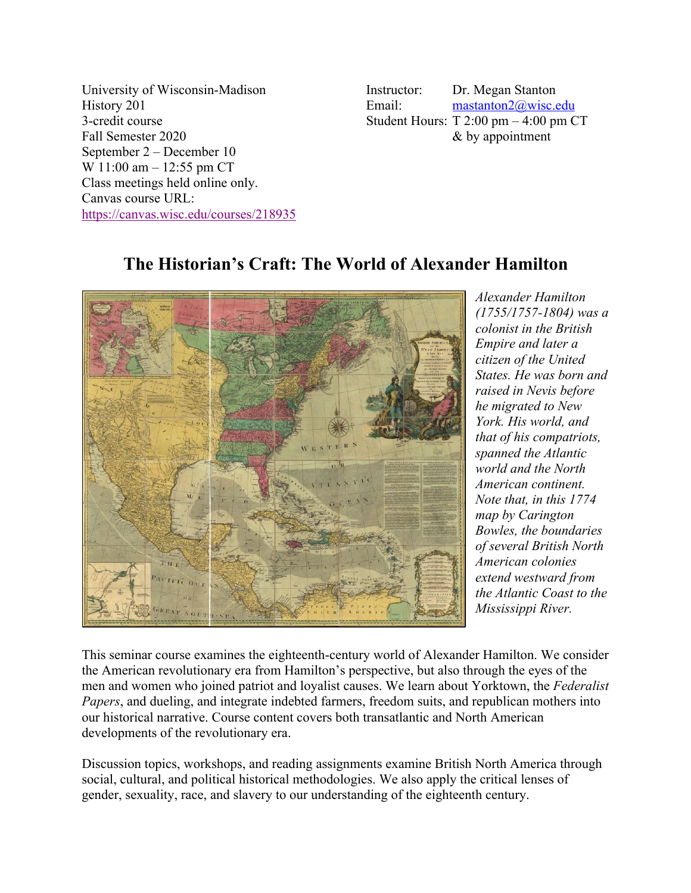University of Wisconsin-Madison
History 201
3-credit course
Fall Semester 2020
September 2 – December 10
W 11:00 am – 12:55 pm CT
Class meetings held online only.
Canvas course URL:
https://canvas.wisc.edu/courses/218935

Instructor: Dr. Megan Stanton
Email: mastanton2@wisc.edu
Student Hours: T 2:00 pm – 4:00 pm CT
& by appointment

# The Historian's Craft: The World of Alexander Hamilton

*Alexander Hamilton (1755/1757-1804) was a colonist in the British Empire and later a citizen of the United States. He was born and raised in Nevis before he migrated to New York. His world, and that of his compatriots, spanned the Atlantic world and the North American continent. Note that, in this 1774 map by Carington Bowles, the boundaries of several British North American colonies extend westward from the Atlantic Coast to the Mississippi River.*

This seminar course examines the eighteenth-century world of Alexander Hamilton. We consider the American revolutionary era from Hamilton's perspective, but also through the eyes of the men and women who joined patriot and loyalist causes. We learn about Yorktown, the *Federalist Papers*, and dueling, and integrate indebted farmers, freedom suits, and republican mothers into our historical narrative. Course content covers both transatlantic and North American developments of the revolutionary era.

Discussion topics, workshops, and reading assignments examine British North America through social, cultural, and political historical methodologies. We also apply the critical lenses of gender, sexuality, race, and slavery to our understanding of the eighteenth century.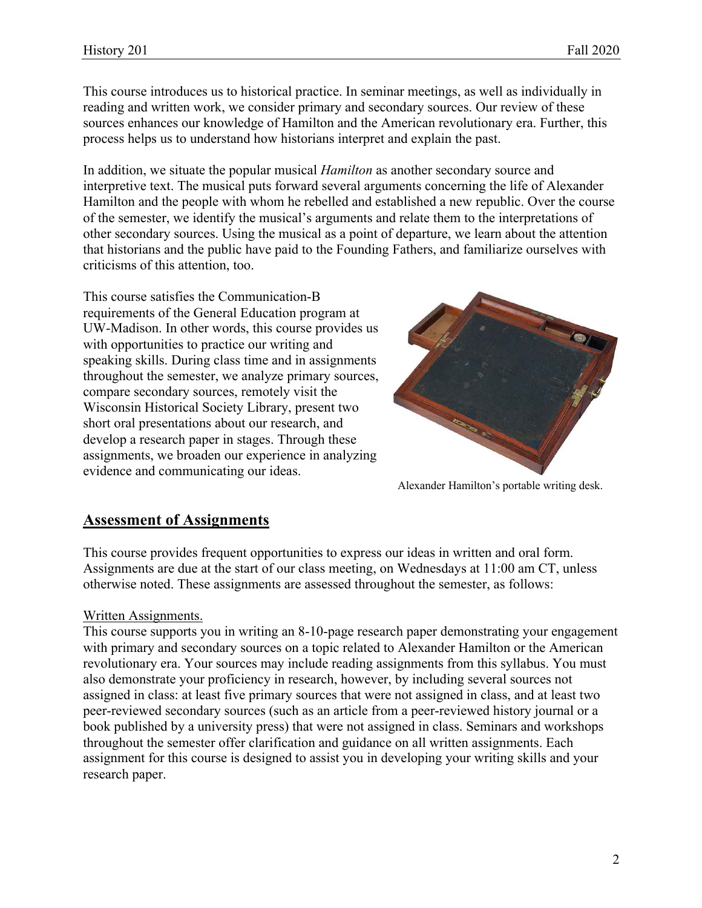This course introduces us to historical practice. In seminar meetings, as well as individually in reading and written work, we consider primary and secondary sources. Our review of these sources enhances our knowledge of Hamilton and the American revolutionary era. Further, this process helps us to understand how historians interpret and explain the past.

In addition, we situate the popular musical *Hamilton* as another secondary source and interpretive text. The musical puts forward several arguments concerning the life of Alexander Hamilton and the people with whom he rebelled and established a new republic. Over the course of the semester, we identify the musical's arguments and relate them to the interpretations of other secondary sources. Using the musical as a point of departure, we learn about the attention that historians and the public have paid to the Founding Fathers, and familiarize ourselves with criticisms of this attention, too.

This course satisfies the Communication-B requirements of the General Education program at UW-Madison. In other words, this course provides us with opportunities to practice our writing and speaking skills. During class time and in assignments throughout the semester, we analyze primary sources, compare secondary sources, remotely visit the Wisconsin Historical Society Library, present two short oral presentations about our research, and develop a research paper in stages. Through these assignments, we broaden our experience in analyzing evidence and communicating our ideas.

Alexander Hamilton's portable writing desk.

## Assessment of Assignments

This course provides frequent opportunities to express our ideas in written and oral form. Assignments are due at the start of our class meeting, on Wednesdays at 11:00 am CT, unless otherwise noted. These assignments are assessed throughout the semester, as follows:

<u>Written Assignments.</u>

This course supports you in writing an 8-10-page research paper demonstrating your engagement with primary and secondary sources on a topic related to Alexander Hamilton or the American revolutionary era. Your sources may include reading assignments from this syllabus. You must also demonstrate your proficiency in research, however, by including several sources not assigned in class: at least five primary sources that were not assigned in class, and at least two peer-reviewed secondary sources (such as an article from a peer-reviewed history journal or a book published by a university press) that were not assigned in class. Seminars and workshops throughout the semester offer clarification and guidance on all written assignments. Each assignment for this course is designed to assist you in developing your writing skills and your research paper.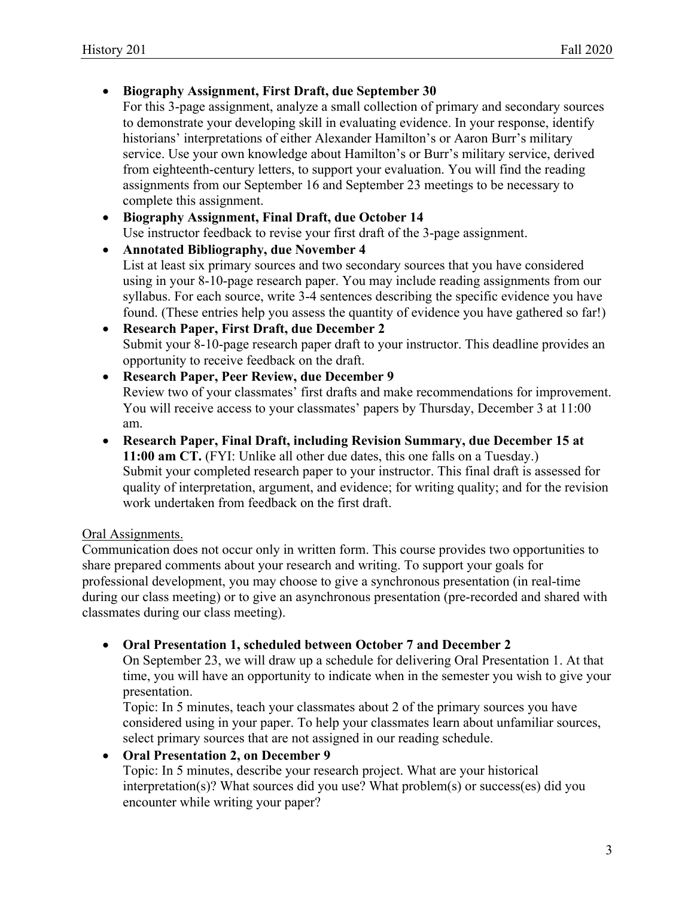- **Biography Assignment, First Draft, due September 30**
  For this 3-page assignment, analyze a small collection of primary and secondary sources to demonstrate your developing skill in evaluating evidence. In your response, identify historians' interpretations of either Alexander Hamilton's or Aaron Burr's military service. Use your own knowledge about Hamilton's or Burr's military service, derived from eighteenth-century letters, to support your evaluation. You will find the reading assignments from our September 16 and September 23 meetings to be necessary to complete this assignment.
- **Biography Assignment, Final Draft, due October 14**
  Use instructor feedback to revise your first draft of the 3-page assignment.
- **Annotated Bibliography, due November 4**
  List at least six primary sources and two secondary sources that you have considered using in your 8-10-page research paper. You may include reading assignments from our syllabus. For each source, write 3-4 sentences describing the specific evidence you have found. (These entries help you assess the quantity of evidence you have gathered so far!)
- **Research Paper, First Draft, due December 2**
  Submit your 8-10-page research paper draft to your instructor. This deadline provides an opportunity to receive feedback on the draft.
- **Research Paper, Peer Review, due December 9**
  Review two of your classmates' first drafts and make recommendations for improvement. You will receive access to your classmates' papers by Thursday, December 3 at 11:00 am.
- **Research Paper, Final Draft, including Revision Summary, due December 15 at 11:00 am CT.** (FYI: Unlike all other due dates, this one falls on a Tuesday.)
  Submit your completed research paper to your instructor. This final draft is assessed for quality of interpretation, argument, and evidence; for writing quality; and for the revision work undertaken from feedback on the first draft.

Oral Assignments.

Communication does not occur only in written form. This course provides two opportunities to share prepared comments about your research and writing. To support your goals for professional development, you may choose to give a synchronous presentation (in real-time during our class meeting) or to give an asynchronous presentation (pre-recorded and shared with classmates during our class meeting).

- **Oral Presentation 1, scheduled between October 7 and December 2**
  On September 23, we will draw up a schedule for delivering Oral Presentation 1. At that time, you will have an opportunity to indicate when in the semester you wish to give your presentation.
  Topic: In 5 minutes, teach your classmates about 2 of the primary sources you have considered using in your paper. To help your classmates learn about unfamiliar sources, select primary sources that are not assigned in our reading schedule.
- **Oral Presentation 2, on December 9**
  Topic: In 5 minutes, describe your research project. What are your historical interpretation(s)? What sources did you use? What problem(s) or success(es) did you encounter while writing your paper?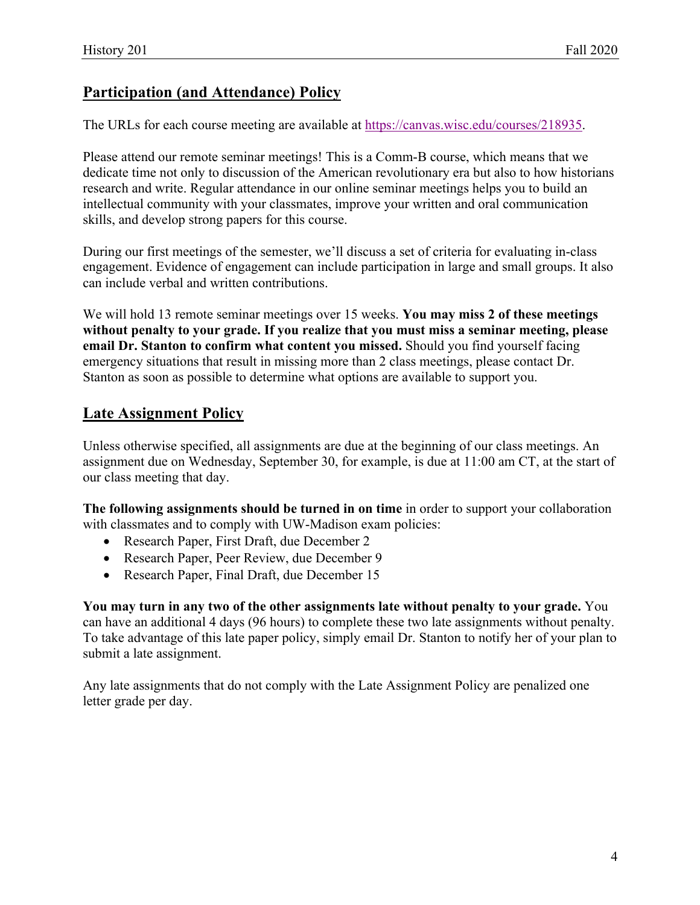## Participation (and Attendance) Policy

The URLs for each course meeting are available at [https://canvas.wisc.edu/courses/218935](https://canvas.wisc.edu/courses/218935).

Please attend our remote seminar meetings! This is a Comm-B course, which means that we dedicate time not only to discussion of the American revolutionary era but also to how historians research and write. Regular attendance in our online seminar meetings helps you to build an intellectual community with your classmates, improve your written and oral communication skills, and develop strong papers for this course.

During our first meetings of the semester, we'll discuss a set of criteria for evaluating in-class engagement. Evidence of engagement can include participation in large and small groups. It also can include verbal and written contributions.

We will hold 13 remote seminar meetings over 15 weeks. **You may miss 2 of these meetings without penalty to your grade. If you realize that you must miss a seminar meeting, please email Dr. Stanton to confirm what content you missed.** Should you find yourself facing emergency situations that result in missing more than 2 class meetings, please contact Dr. Stanton as soon as possible to determine what options are available to support you.

## Late Assignment Policy

Unless otherwise specified, all assignments are due at the beginning of our class meetings. An assignment due on Wednesday, September 30, for example, is due at 11:00 am CT, at the start of our class meeting that day.

**The following assignments should be turned in on time** in order to support your collaboration with classmates and to comply with UW-Madison exam policies:

- Research Paper, First Draft, due December 2
- Research Paper, Peer Review, due December 9
- Research Paper, Final Draft, due December 15

**You may turn in any two of the other assignments late without penalty to your grade.** You can have an additional 4 days (96 hours) to complete these two late assignments without penalty. To take advantage of this late paper policy, simply email Dr. Stanton to notify her of your plan to submit a late assignment.

Any late assignments that do not comply with the Late Assignment Policy are penalized one letter grade per day.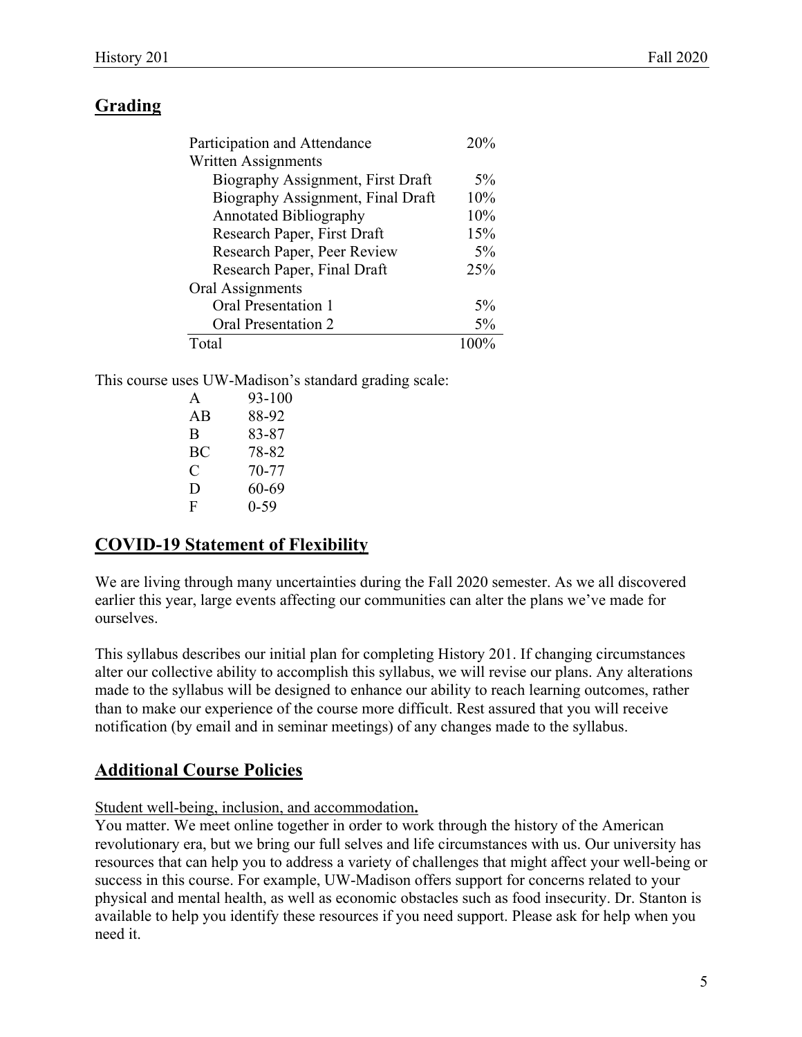## Grading

| | |
|---|---|
| Participation and Attendance | 20% |
| Written Assignments | |
| Biography Assignment, First Draft | 5% |
| Biography Assignment, Final Draft | 10% |
| Annotated Bibliography | 10% |
| Research Paper, First Draft | 15% |
| Research Paper, Peer Review | 5% |
| Research Paper, Final Draft | 25% |
| Oral Assignments | |
| Oral Presentation 1 | 5% |
| Oral Presentation 2 | 5% |
| Total | 100% |

This course uses UW-Madison's standard grading scale:

| | |
|---|---|
| A | 93-100 |
| AB | 88-92 |
| B | 83-87 |
| BC | 78-82 |
| C | 70-77 |
| D | 60-69 |
| F | 0-59 |

## COVID-19 Statement of Flexibility

We are living through many uncertainties during the Fall 2020 semester. As we all discovered earlier this year, large events affecting our communities can alter the plans we've made for ourselves.

This syllabus describes our initial plan for completing History 201. If changing circumstances alter our collective ability to accomplish this syllabus, we will revise our plans. Any alterations made to the syllabus will be designed to enhance our ability to reach learning outcomes, rather than to make our experience of the course more difficult. Rest assured that you will receive notification (by email and in seminar meetings) of any changes made to the syllabus.

## Additional Course Policies

Student well-being, inclusion, and accommodation**.**

You matter. We meet online together in order to work through the history of the American revolutionary era, but we bring our full selves and life circumstances with us. Our university has resources that can help you to address a variety of challenges that might affect your well-being or success in this course. For example, UW-Madison offers support for concerns related to your physical and mental health, as well as economic obstacles such as food insecurity. Dr. Stanton is available to help you identify these resources if you need support. Please ask for help when you need it.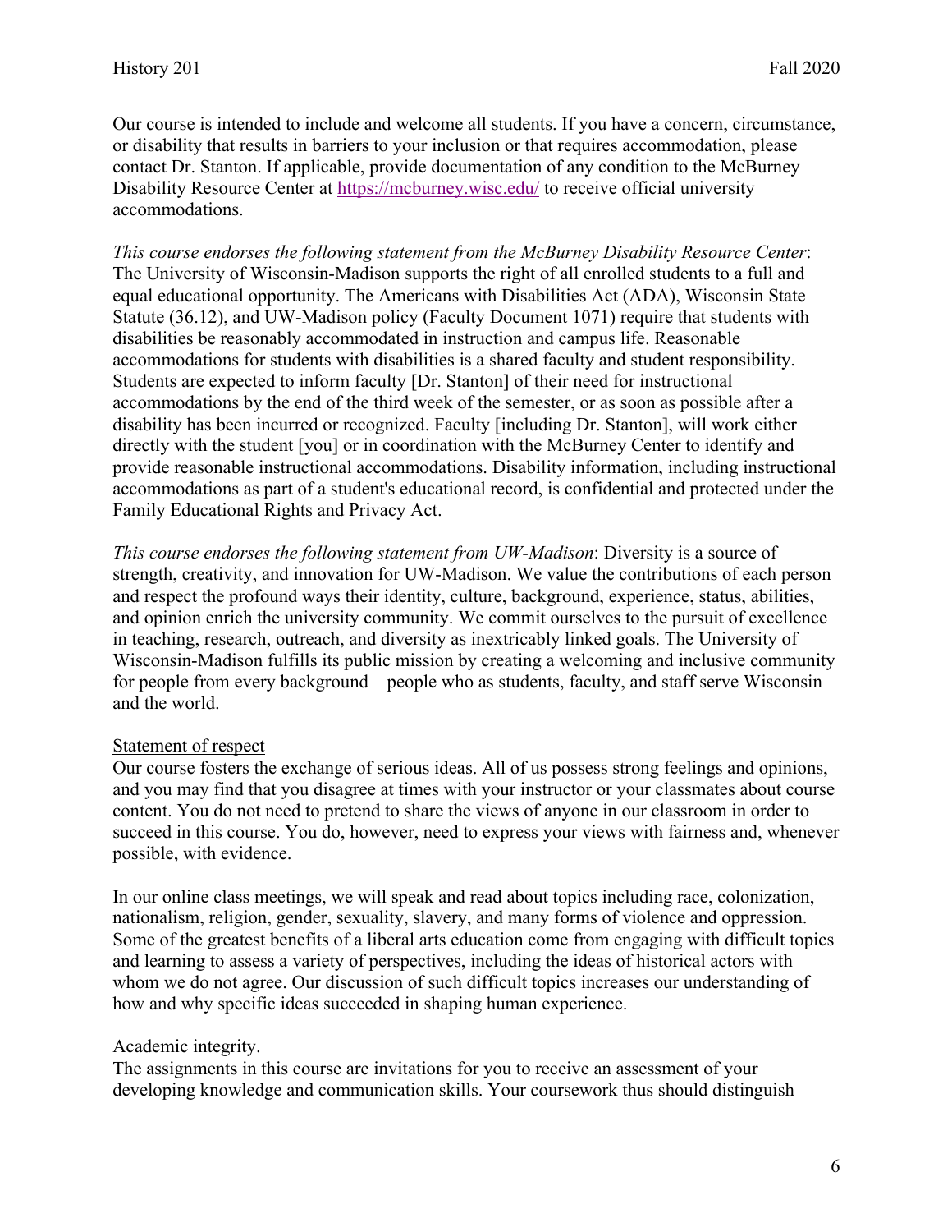Our course is intended to include and welcome all students. If you have a concern, circumstance, or disability that results in barriers to your inclusion or that requires accommodation, please contact Dr. Stanton. If applicable, provide documentation of any condition to the McBurney Disability Resource Center at https://mcburney.wisc.edu/ to receive official university accommodations.

*This course endorses the following statement from the McBurney Disability Resource Center*: The University of Wisconsin-Madison supports the right of all enrolled students to a full and equal educational opportunity. The Americans with Disabilities Act (ADA), Wisconsin State Statute (36.12), and UW-Madison policy (Faculty Document 1071) require that students with disabilities be reasonably accommodated in instruction and campus life. Reasonable accommodations for students with disabilities is a shared faculty and student responsibility. Students are expected to inform faculty [Dr. Stanton] of their need for instructional accommodations by the end of the third week of the semester, or as soon as possible after a disability has been incurred or recognized. Faculty [including Dr. Stanton], will work either directly with the student [you] or in coordination with the McBurney Center to identify and provide reasonable instructional accommodations. Disability information, including instructional accommodations as part of a student's educational record, is confidential and protected under the Family Educational Rights and Privacy Act.

*This course endorses the following statement from UW-Madison*: Diversity is a source of strength, creativity, and innovation for UW-Madison. We value the contributions of each person and respect the profound ways their identity, culture, background, experience, status, abilities, and opinion enrich the university community. We commit ourselves to the pursuit of excellence in teaching, research, outreach, and diversity as inextricably linked goals. The University of Wisconsin-Madison fulfills its public mission by creating a welcoming and inclusive community for people from every background – people who as students, faculty, and staff serve Wisconsin and the world.

### Statement of respect

Our course fosters the exchange of serious ideas. All of us possess strong feelings and opinions, and you may find that you disagree at times with your instructor or your classmates about course content. You do not need to pretend to share the views of anyone in our classroom in order to succeed in this course. You do, however, need to express your views with fairness and, whenever possible, with evidence.

In our online class meetings, we will speak and read about topics including race, colonization, nationalism, religion, gender, sexuality, slavery, and many forms of violence and oppression. Some of the greatest benefits of a liberal arts education come from engaging with difficult topics and learning to assess a variety of perspectives, including the ideas of historical actors with whom we do not agree. Our discussion of such difficult topics increases our understanding of how and why specific ideas succeeded in shaping human experience.

### Academic integrity.

The assignments in this course are invitations for you to receive an assessment of your developing knowledge and communication skills. Your coursework thus should distinguish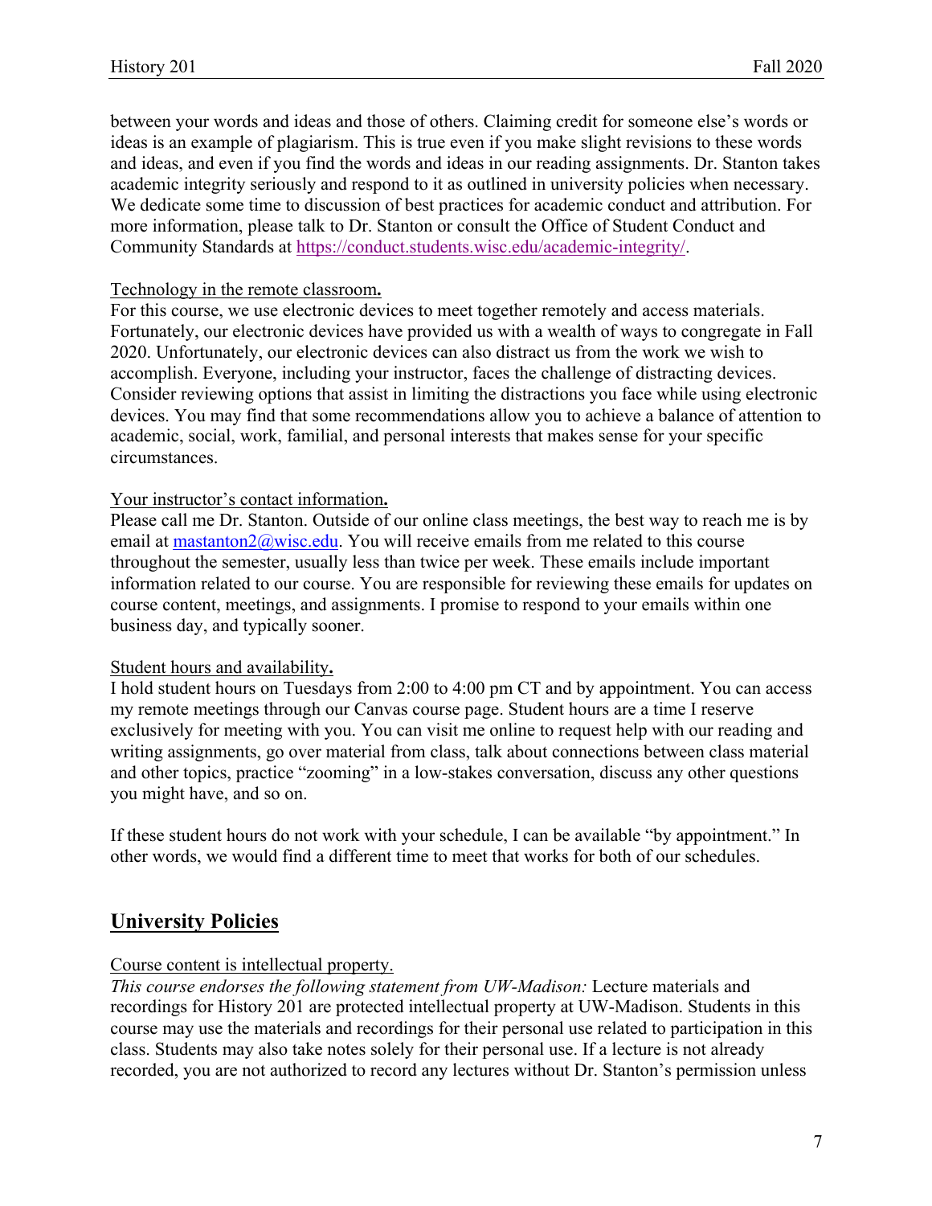between your words and ideas and those of others. Claiming credit for someone else's words or ideas is an example of plagiarism. This is true even if you make slight revisions to these words and ideas, and even if you find the words and ideas in our reading assignments. Dr. Stanton takes academic integrity seriously and respond to it as outlined in university policies when necessary. We dedicate some time to discussion of best practices for academic conduct and attribution. For more information, please talk to Dr. Stanton or consult the Office of Student Conduct and Community Standards at https://conduct.students.wisc.edu/academic-integrity/.

Technology in the remote classroom**.**

For this course, we use electronic devices to meet together remotely and access materials. Fortunately, our electronic devices have provided us with a wealth of ways to congregate in Fall 2020. Unfortunately, our electronic devices can also distract us from the work we wish to accomplish. Everyone, including your instructor, faces the challenge of distracting devices. Consider reviewing options that assist in limiting the distractions you face while using electronic devices. You may find that some recommendations allow you to achieve a balance of attention to academic, social, work, familial, and personal interests that makes sense for your specific circumstances.

Your instructor's contact information**.**

Please call me Dr. Stanton. Outside of our online class meetings, the best way to reach me is by email at mastanton2@wisc.edu. You will receive emails from me related to this course throughout the semester, usually less than twice per week. These emails include important information related to our course. You are responsible for reviewing these emails for updates on course content, meetings, and assignments. I promise to respond to your emails within one business day, and typically sooner.

Student hours and availability**.**

I hold student hours on Tuesdays from 2:00 to 4:00 pm CT and by appointment. You can access my remote meetings through our Canvas course page. Student hours are a time I reserve exclusively for meeting with you. You can visit me online to request help with our reading and writing assignments, go over material from class, talk about connections between class material and other topics, practice "zooming" in a low-stakes conversation, discuss any other questions you might have, and so on.

If these student hours do not work with your schedule, I can be available "by appointment." In other words, we would find a different time to meet that works for both of our schedules.

## University Policies

Course content is intellectual property.

*This course endorses the following statement from UW-Madison:* Lecture materials and recordings for History 201 are protected intellectual property at UW-Madison. Students in this course may use the materials and recordings for their personal use related to participation in this class. Students may also take notes solely for their personal use. If a lecture is not already recorded, you are not authorized to record any lectures without Dr. Stanton's permission unless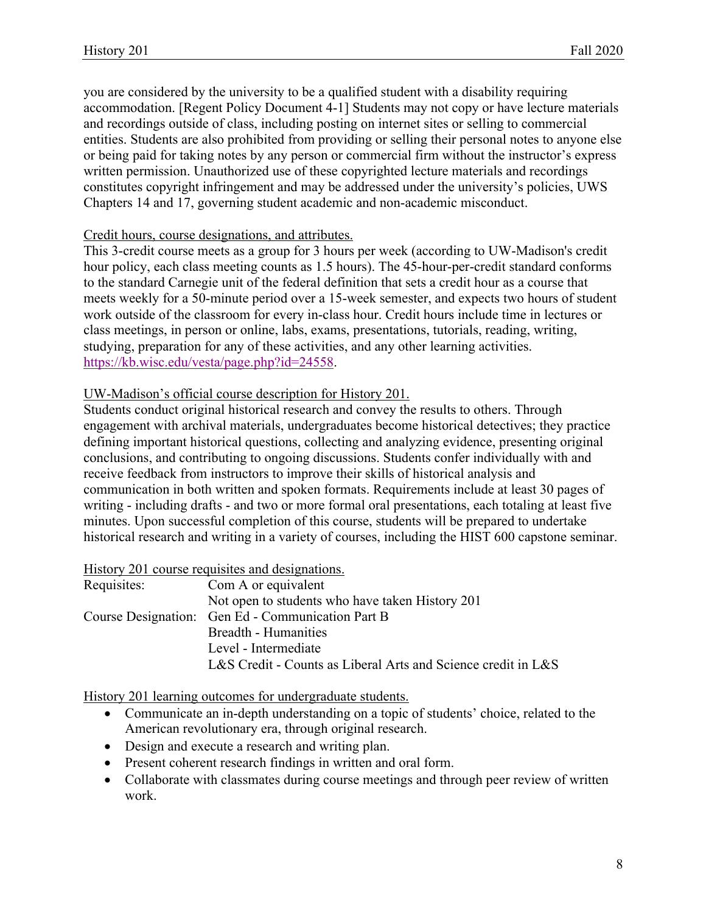you are considered by the university to be a qualified student with a disability requiring accommodation. [Regent Policy Document 4-1] Students may not copy or have lecture materials and recordings outside of class, including posting on internet sites or selling to commercial entities. Students are also prohibited from providing or selling their personal notes to anyone else or being paid for taking notes by any person or commercial firm without the instructor's express written permission. Unauthorized use of these copyrighted lecture materials and recordings constitutes copyright infringement and may be addressed under the university's policies, UWS Chapters 14 and 17, governing student academic and non-academic misconduct.

<u>Credit hours, course designations, and attributes.</u>

This 3-credit course meets as a group for 3 hours per week (according to UW-Madison's credit hour policy, each class meeting counts as 1.5 hours). The 45-hour-per-credit standard conforms to the standard Carnegie unit of the federal definition that sets a credit hour as a course that meets weekly for a 50-minute period over a 15-week semester, and expects two hours of student work outside of the classroom for every in-class hour. Credit hours include time in lectures or class meetings, in person or online, labs, exams, presentations, tutorials, reading, writing, studying, preparation for any of these activities, and any other learning activities. https://kb.wisc.edu/vesta/page.php?id=24558.

<u>UW-Madison's official course description for History 201.</u>

Students conduct original historical research and convey the results to others. Through engagement with archival materials, undergraduates become historical detectives; they practice defining important historical questions, collecting and analyzing evidence, presenting original conclusions, and contributing to ongoing discussions. Students confer individually with and receive feedback from instructors to improve their skills of historical analysis and communication in both written and spoken formats. Requirements include at least 30 pages of writing - including drafts - and two or more formal oral presentations, each totaling at least five minutes. Upon successful completion of this course, students will be prepared to undertake historical research and writing in a variety of courses, including the HIST 600 capstone seminar.

<u>History 201 course requisites and designations.</u>

| | |
|---|---|
| Requisites: | Com A or equivalent |
| | Not open to students who have taken History 201 |
| Course Designation: | Gen Ed - Communication Part B |
| | Breadth - Humanities |
| | Level - Intermediate |
| | L&S Credit - Counts as Liberal Arts and Science credit in L&S |

<u>History 201 learning outcomes for undergraduate students.</u>

- Communicate an in-depth understanding on a topic of students' choice, related to the American revolutionary era, through original research.
- Design and execute a research and writing plan.
- Present coherent research findings in written and oral form.
- Collaborate with classmates during course meetings and through peer review of written work.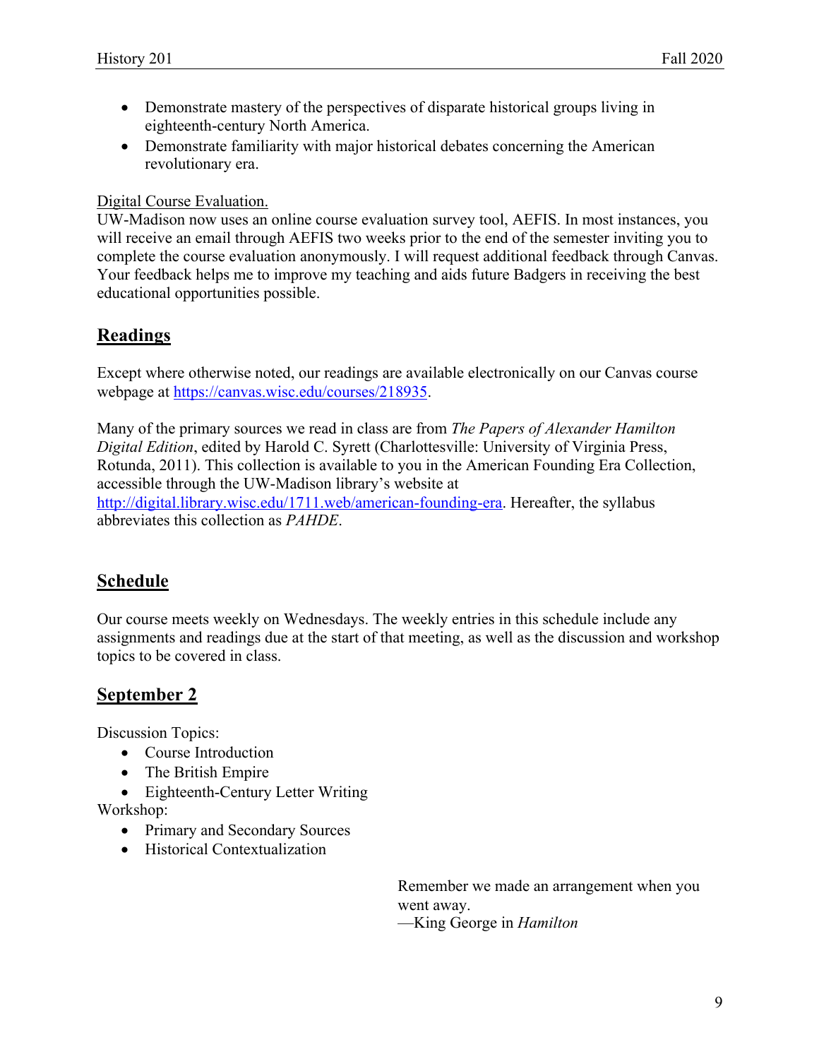- Demonstrate mastery of the perspectives of disparate historical groups living in eighteenth-century North America.
- Demonstrate familiarity with major historical debates concerning the American revolutionary era.

Digital Course Evaluation.

UW-Madison now uses an online course evaluation survey tool, AEFIS. In most instances, you will receive an email through AEFIS two weeks prior to the end of the semester inviting you to complete the course evaluation anonymously. I will request additional feedback through Canvas. Your feedback helps me to improve my teaching and aids future Badgers in receiving the best educational opportunities possible.

## Readings

Except where otherwise noted, our readings are available electronically on our Canvas course webpage at https://canvas.wisc.edu/courses/218935.

Many of the primary sources we read in class are from *The Papers of Alexander Hamilton Digital Edition*, edited by Harold C. Syrett (Charlottesville: University of Virginia Press, Rotunda, 2011). This collection is available to you in the American Founding Era Collection, accessible through the UW-Madison library's website at http://digital.library.wisc.edu/1711.web/american-founding-era. Hereafter, the syllabus abbreviates this collection as *PAHDE*.

## Schedule

Our course meets weekly on Wednesdays. The weekly entries in this schedule include any assignments and readings due at the start of that meeting, as well as the discussion and workshop topics to be covered in class.

## September 2

Discussion Topics:

- Course Introduction
- The British Empire
- Eighteenth-Century Letter Writing

Workshop:

- Primary and Secondary Sources
- Historical Contextualization

> Remember we made an arrangement when you went away.
> —King George in *Hamilton*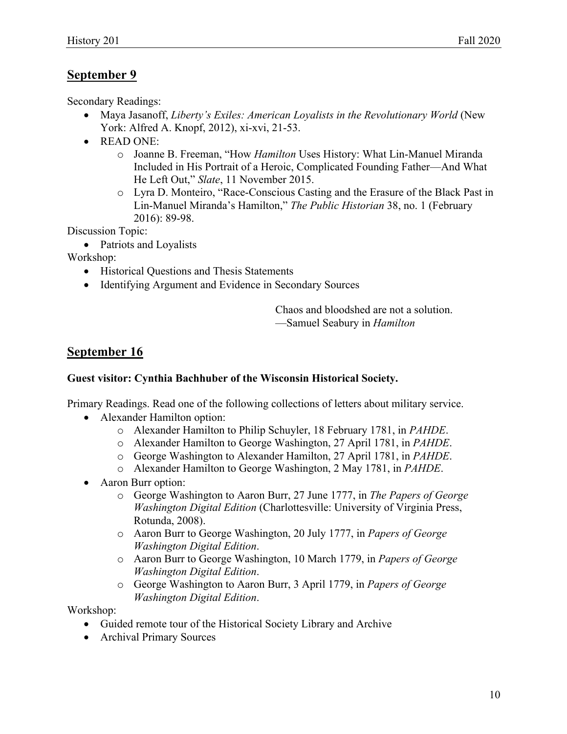## September 9

Secondary Readings:

- Maya Jasanoff, *Liberty's Exiles: American Loyalists in the Revolutionary World* (New York: Alfred A. Knopf, 2012), xi-xvi, 21-53.
- READ ONE:
    - Joanne B. Freeman, "How *Hamilton* Uses History: What Lin-Manuel Miranda Included in His Portrait of a Heroic, Complicated Founding Father—And What He Left Out," *Slate*, 11 November 2015.
    - Lyra D. Monteiro, "Race-Conscious Casting and the Erasure of the Black Past in Lin-Manuel Miranda's Hamilton," *The Public Historian* 38, no. 1 (February 2016): 89-98.

Discussion Topic:

- Patriots and Loyalists

Workshop:

- Historical Questions and Thesis Statements
- Identifying Argument and Evidence in Secondary Sources

> Chaos and bloodshed are not a solution.
> —Samuel Seabury in *Hamilton*

## September 16

**Guest visitor: Cynthia Bachhuber of the Wisconsin Historical Society.**

Primary Readings. Read one of the following collections of letters about military service.

- Alexander Hamilton option:
    - Alexander Hamilton to Philip Schuyler, 18 February 1781, in *PAHDE*.
    - Alexander Hamilton to George Washington, 27 April 1781, in *PAHDE*.
    - George Washington to Alexander Hamilton, 27 April 1781, in *PAHDE*.
    - Alexander Hamilton to George Washington, 2 May 1781, in *PAHDE*.
- Aaron Burr option:
    - George Washington to Aaron Burr, 27 June 1777, in *The Papers of George Washington Digital Edition* (Charlottesville: University of Virginia Press, Rotunda, 2008).
    - Aaron Burr to George Washington, 20 July 1777, in *Papers of George Washington Digital Edition*.
    - Aaron Burr to George Washington, 10 March 1779, in *Papers of George Washington Digital Edition*.
    - George Washington to Aaron Burr, 3 April 1779, in *Papers of George Washington Digital Edition*.

Workshop:

- Guided remote tour of the Historical Society Library and Archive
- Archival Primary Sources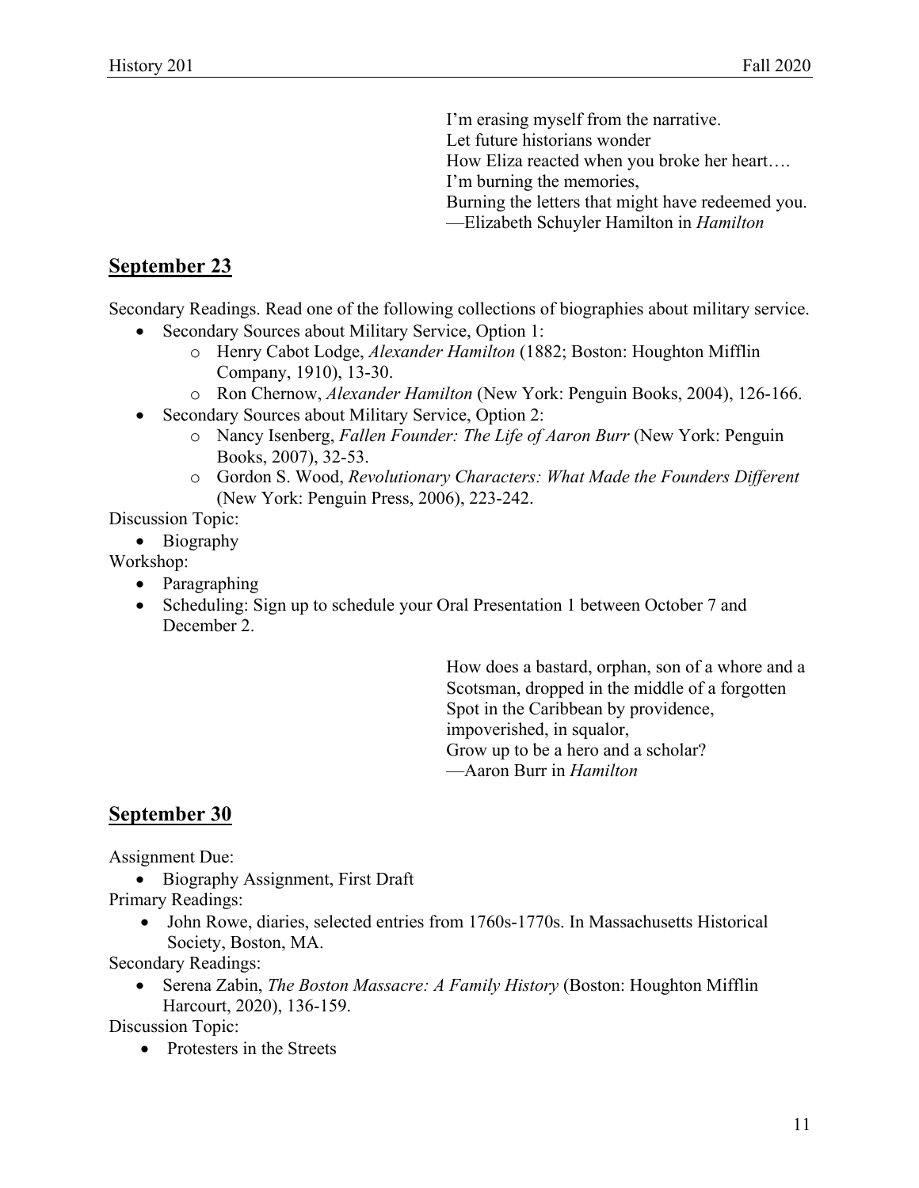I'm erasing myself from the narrative.
Let future historians wonder
How Eliza reacted when you broke her heart….
I'm burning the memories,
Burning the letters that might have redeemed you.
—Elizabeth Schuyler Hamilton in *Hamilton*

## September 23

Secondary Readings. Read one of the following collections of biographies about military service.

- Secondary Sources about Military Service, Option 1:
    - Henry Cabot Lodge, *Alexander Hamilton* (1882; Boston: Houghton Mifflin Company, 1910), 13-30.
    - Ron Chernow, *Alexander Hamilton* (New York: Penguin Books, 2004), 126-166.
- Secondary Sources about Military Service, Option 2:
    - Nancy Isenberg, *Fallen Founder: The Life of Aaron Burr* (New York: Penguin Books, 2007), 32-53.
    - Gordon S. Wood, *Revolutionary Characters: What Made the Founders Different* (New York: Penguin Press, 2006), 223-242.

Discussion Topic:

- Biography

Workshop:

- Paragraphing
- Scheduling: Sign up to schedule your Oral Presentation 1 between October 7 and December 2.

How does a bastard, orphan, son of a whore and a
Scotsman, dropped in the middle of a forgotten
Spot in the Caribbean by providence,
impoverished, in squalor,
Grow up to be a hero and a scholar?
—Aaron Burr in *Hamilton*

## September 30

Assignment Due:

- Biography Assignment, First Draft

Primary Readings:

- John Rowe, diaries, selected entries from 1760s-1770s. In Massachusetts Historical Society, Boston, MA.

Secondary Readings:

- Serena Zabin, *The Boston Massacre: A Family History* (Boston: Houghton Mifflin Harcourt, 2020), 136-159.

Discussion Topic:

- Protesters in the Streets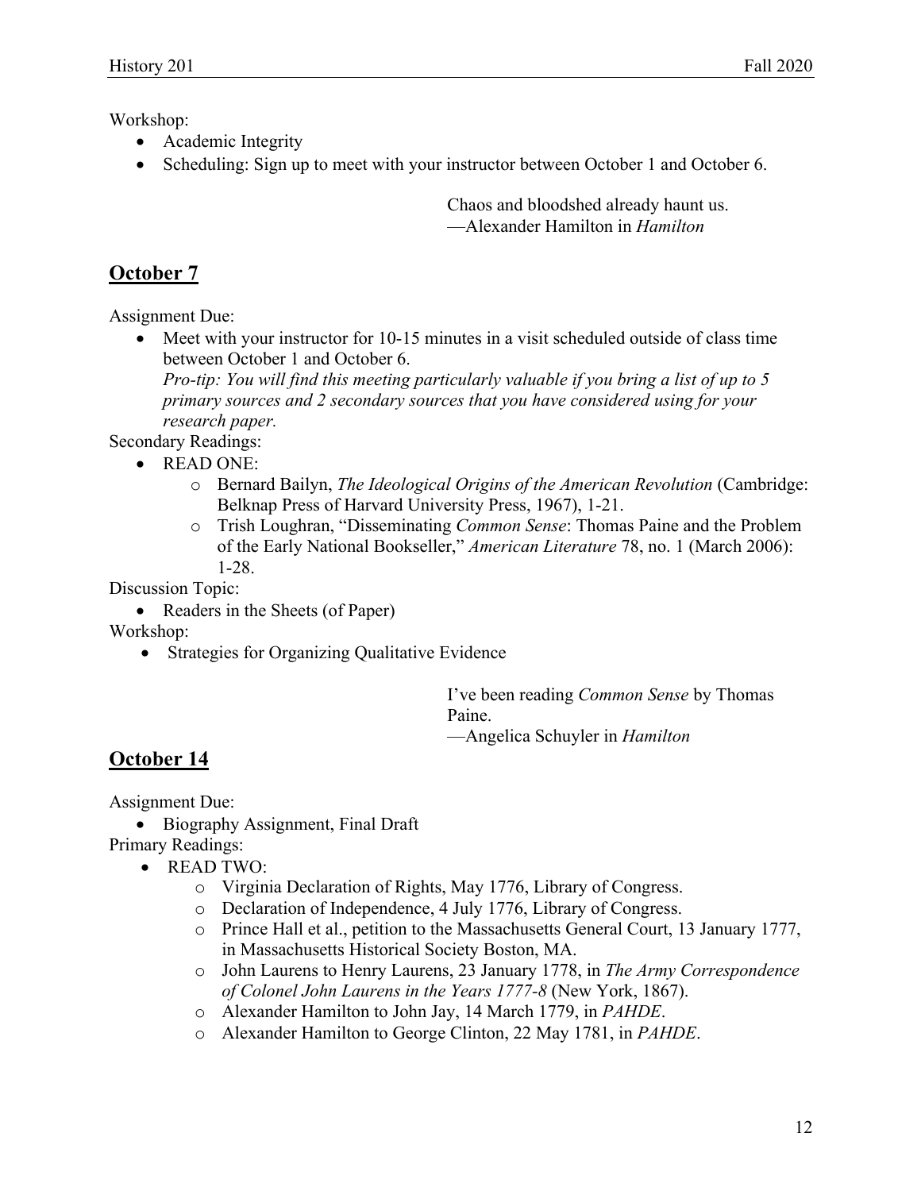Workshop:

- Academic Integrity
- Scheduling: Sign up to meet with your instructor between October 1 and October 6.

> Chaos and bloodshed already haunt us.
> —Alexander Hamilton in *Hamilton*

## October 7

Assignment Due:

- Meet with your instructor for 10-15 minutes in a visit scheduled outside of class time between October 1 and October 6.
  *Pro-tip: You will find this meeting particularly valuable if you bring a list of up to 5 primary sources and 2 secondary sources that you have considered using for your research paper.*

Secondary Readings:

- READ ONE:
  - Bernard Bailyn, *The Ideological Origins of the American Revolution* (Cambridge: Belknap Press of Harvard University Press, 1967), 1-21.
  - Trish Loughran, "Disseminating *Common Sense*: Thomas Paine and the Problem of the Early National Bookseller," *American Literature* 78, no. 1 (March 2006): 1-28.

Discussion Topic:

- Readers in the Sheets (of Paper)

Workshop:

- Strategies for Organizing Qualitative Evidence

> I've been reading *Common Sense* by Thomas Paine.
> —Angelica Schuyler in *Hamilton*

## October 14

Assignment Due:

- Biography Assignment, Final Draft

Primary Readings:

- READ TWO:
  - Virginia Declaration of Rights, May 1776, Library of Congress.
  - Declaration of Independence, 4 July 1776, Library of Congress.
  - Prince Hall et al., petition to the Massachusetts General Court, 13 January 1777, in Massachusetts Historical Society Boston, MA.
  - John Laurens to Henry Laurens, 23 January 1778, in *The Army Correspondence of Colonel John Laurens in the Years 1777-8* (New York, 1867).
  - Alexander Hamilton to John Jay, 14 March 1779, in *PAHDE*.
  - Alexander Hamilton to George Clinton, 22 May 1781, in *PAHDE*.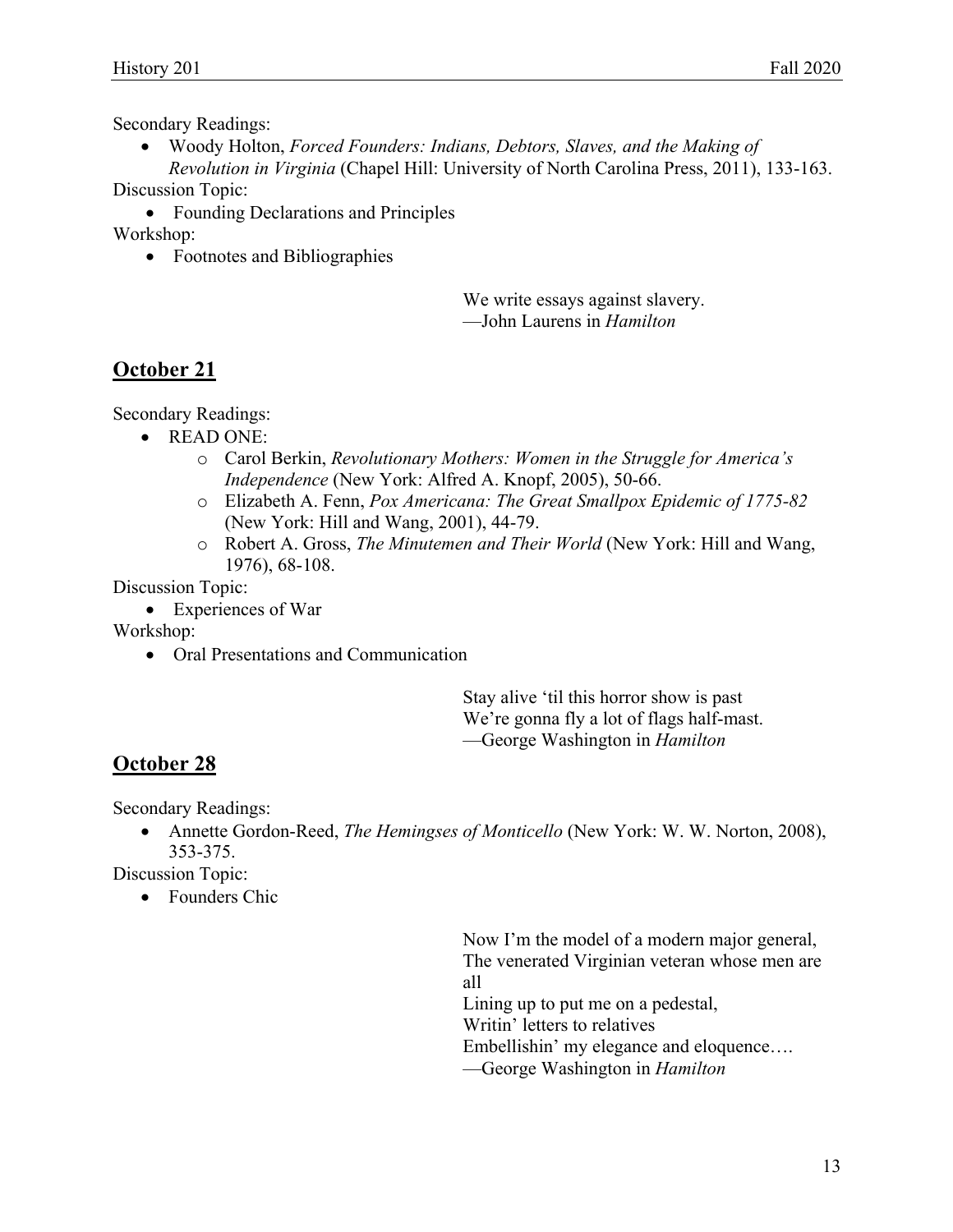Secondary Readings:

- Woody Holton, *Forced Founders: Indians, Debtors, Slaves, and the Making of Revolution in Virginia* (Chapel Hill: University of North Carolina Press, 2011), 133-163.

Discussion Topic:

- Founding Declarations and Principles

Workshop:

- Footnotes and Bibliographies

> We write essays against slavery.
> —John Laurens in *Hamilton*

## October 21

Secondary Readings:

- READ ONE:
  - Carol Berkin, *Revolutionary Mothers: Women in the Struggle for America's Independence* (New York: Alfred A. Knopf, 2005), 50-66.
  - Elizabeth A. Fenn, *Pox Americana: The Great Smallpox Epidemic of 1775-82* (New York: Hill and Wang, 2001), 44-79.
  - Robert A. Gross, *The Minutemen and Their World* (New York: Hill and Wang, 1976), 68-108.

Discussion Topic:

- Experiences of War

Workshop:

- Oral Presentations and Communication

> Stay alive 'til this horror show is past
> We're gonna fly a lot of flags half-mast.
> —George Washington in *Hamilton*

## October 28

Secondary Readings:

- Annette Gordon-Reed, *The Hemingses of Monticello* (New York: W. W. Norton, 2008), 353-375.

Discussion Topic:

- Founders Chic

> Now I'm the model of a modern major general,
> The venerated Virginian veteran whose men are all
> Lining up to put me on a pedestal,
> Writin' letters to relatives
> Embellishin' my elegance and eloquence….
> —George Washington in *Hamilton*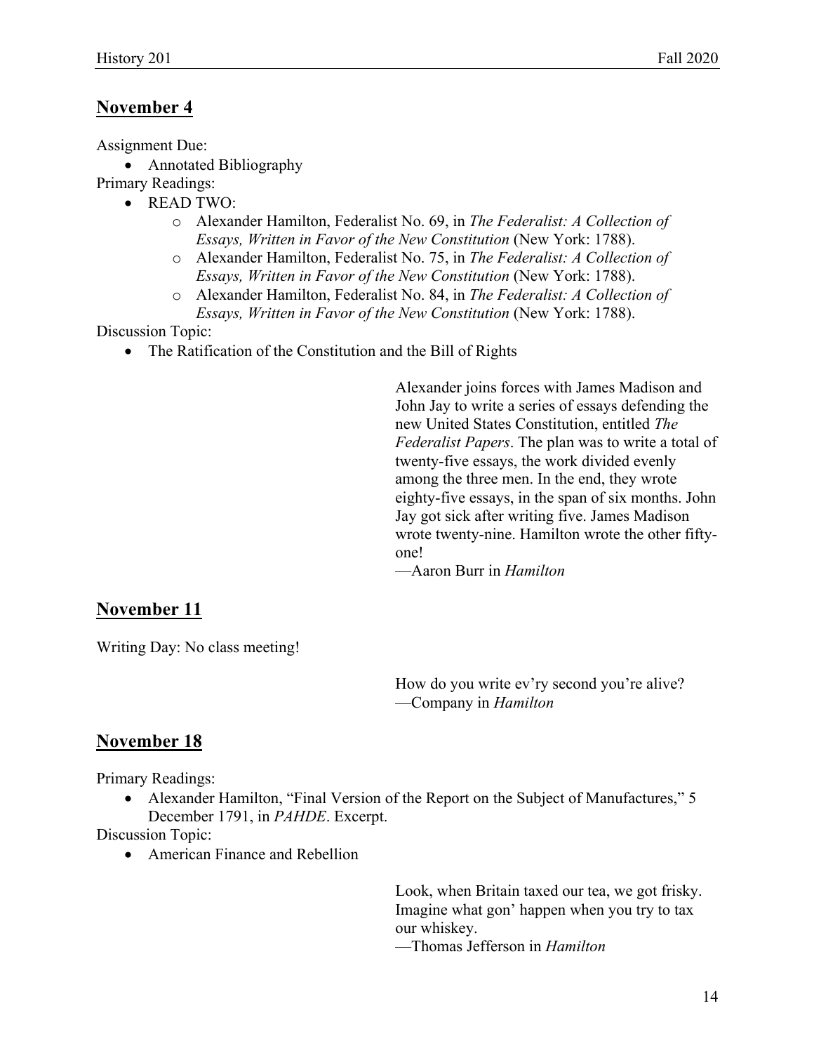## November 4

Assignment Due:

- Annotated Bibliography

Primary Readings:

- READ TWO:
    - Alexander Hamilton, Federalist No. 69, in *The Federalist: A Collection of Essays, Written in Favor of the New Constitution* (New York: 1788).
    - Alexander Hamilton, Federalist No. 75, in *The Federalist: A Collection of Essays, Written in Favor of the New Constitution* (New York: 1788).
    - Alexander Hamilton, Federalist No. 84, in *The Federalist: A Collection of Essays, Written in Favor of the New Constitution* (New York: 1788).

Discussion Topic:

- The Ratification of the Constitution and the Bill of Rights

> Alexander joins forces with James Madison and John Jay to write a series of essays defending the new United States Constitution, entitled *The Federalist Papers*. The plan was to write a total of twenty-five essays, the work divided evenly among the three men. In the end, they wrote eighty-five essays, in the span of six months. John Jay got sick after writing five. James Madison wrote twenty-nine. Hamilton wrote the other fifty-one!
> —Aaron Burr in *Hamilton*

## November 11

Writing Day: No class meeting!

> How do you write ev'ry second you're alive?
> —Company in *Hamilton*

## November 18

Primary Readings:

- Alexander Hamilton, "Final Version of the Report on the Subject of Manufactures," 5 December 1791, in *PAHDE*. Excerpt.

Discussion Topic:

- American Finance and Rebellion

> Look, when Britain taxed our tea, we got frisky. Imagine what gon' happen when you try to tax our whiskey.
> —Thomas Jefferson in *Hamilton*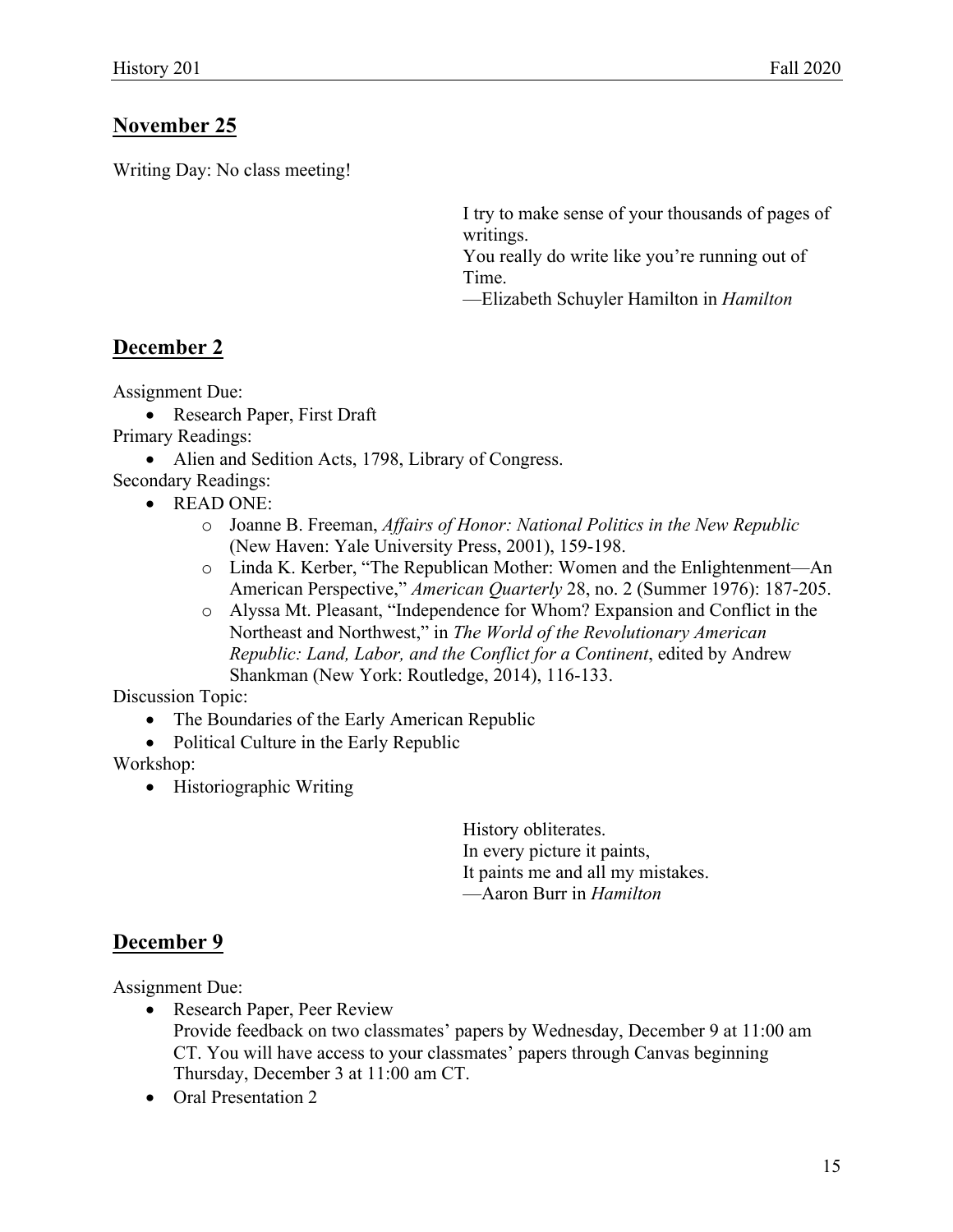## November 25

Writing Day: No class meeting!

> I try to make sense of your thousands of pages of writings.
> You really do write like you're running out of Time.
> —Elizabeth Schuyler Hamilton in *Hamilton*

## December 2

Assignment Due:

- Research Paper, First Draft

Primary Readings:

- Alien and Sedition Acts, 1798, Library of Congress.

Secondary Readings:

- READ ONE:
    - Joanne B. Freeman, *Affairs of Honor: National Politics in the New Republic* (New Haven: Yale University Press, 2001), 159-198.
    - Linda K. Kerber, "The Republican Mother: Women and the Enlightenment—An American Perspective," *American Quarterly* 28, no. 2 (Summer 1976): 187-205.
    - Alyssa Mt. Pleasant, "Independence for Whom? Expansion and Conflict in the Northeast and Northwest," in *The World of the Revolutionary American Republic: Land, Labor, and the Conflict for a Continent*, edited by Andrew Shankman (New York: Routledge, 2014), 116-133.

Discussion Topic:

- The Boundaries of the Early American Republic
- Political Culture in the Early Republic

Workshop:

- Historiographic Writing

> History obliterates.
> In every picture it paints,
> It paints me and all my mistakes.
> —Aaron Burr in *Hamilton*

## December 9

Assignment Due:

- Research Paper, Peer Review
  Provide feedback on two classmates' papers by Wednesday, December 9 at 11:00 am CT. You will have access to your classmates' papers through Canvas beginning Thursday, December 3 at 11:00 am CT.
- Oral Presentation 2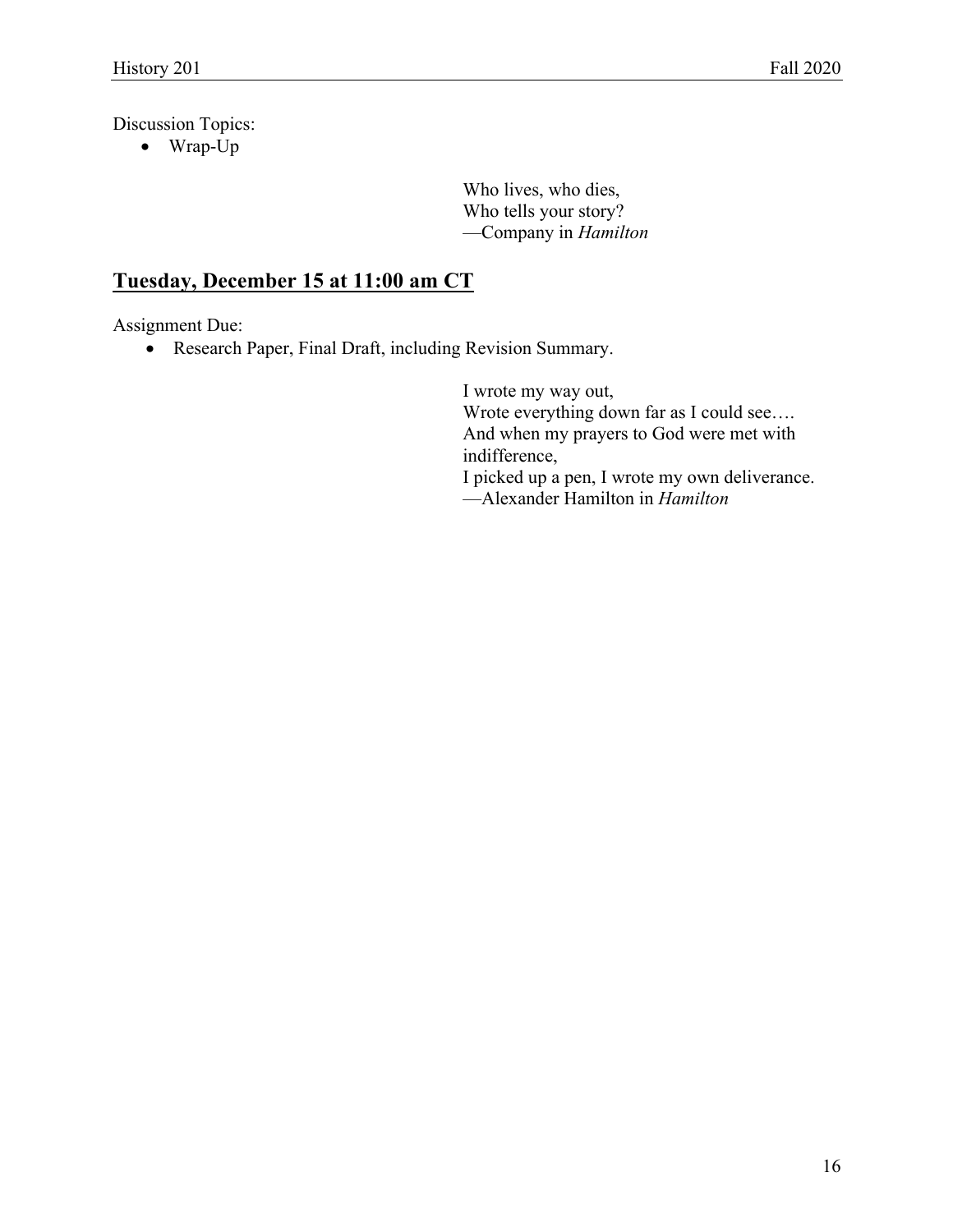Discussion Topics:

- Wrap-Up

> Who lives, who dies,
> Who tells your story?
> —Company in *Hamilton*

## Tuesday, December 15 at 11:00 am CT

Assignment Due:

- Research Paper, Final Draft, including Revision Summary.

> I wrote my way out,
> Wrote everything down far as I could see….
> And when my prayers to God were met with indifference,
> I picked up a pen, I wrote my own deliverance.
> —Alexander Hamilton in *Hamilton*